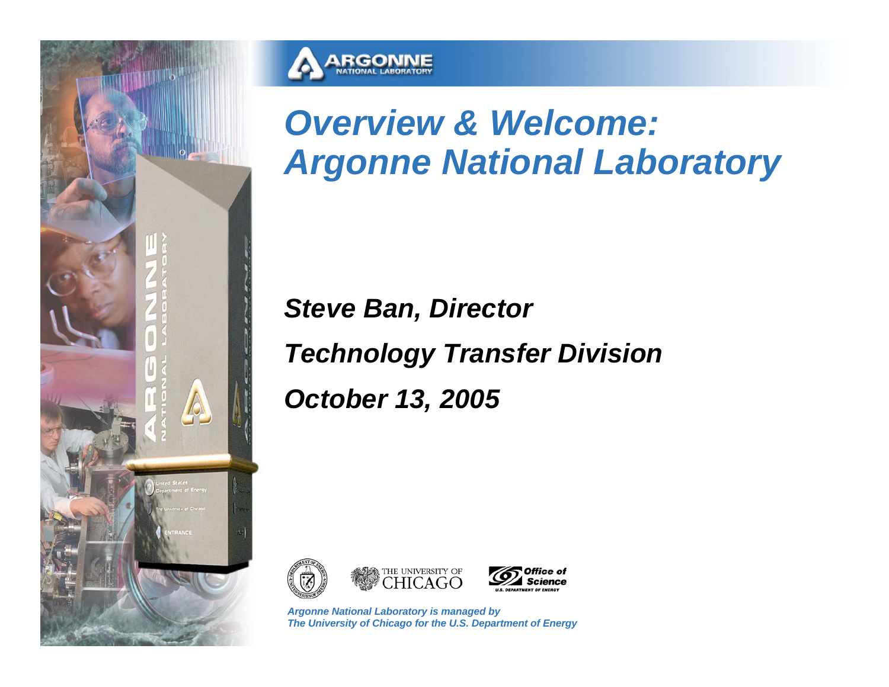# Overview & Welcome: Argonne National Laboratory

***Steve Ban, Director***

***Technology Transfer Division***

***October 13, 2005***

*Argonne National Laboratory is managed by*
*The University of Chicago for the U.S. Department of Energy*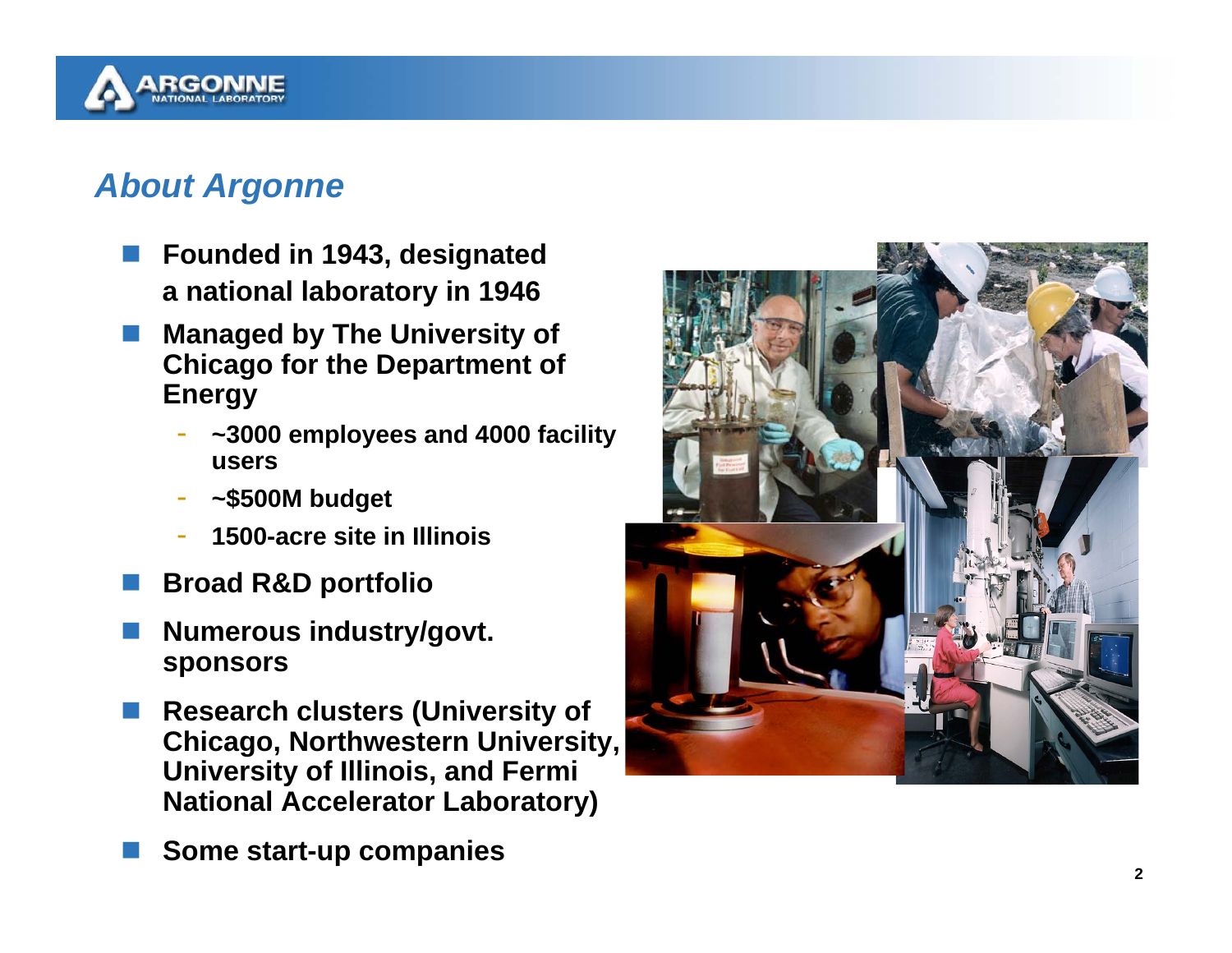## *About Argonne*

- **Founded in 1943, designated a national laboratory in 1946**
- **Managed by The University of Chicago for the Department of Energy**
  - **~3000 employees and 4000 facility users**
  - **~$500M budget**
  - **1500-acre site in Illinois**
- **Broad R&D portfolio**
- **Numerous industry/govt. sponsors**
- **Research clusters (University of Chicago, Northwestern University, University of Illinois, and Fermi National Accelerator Laboratory)**
- **Some start-up companies**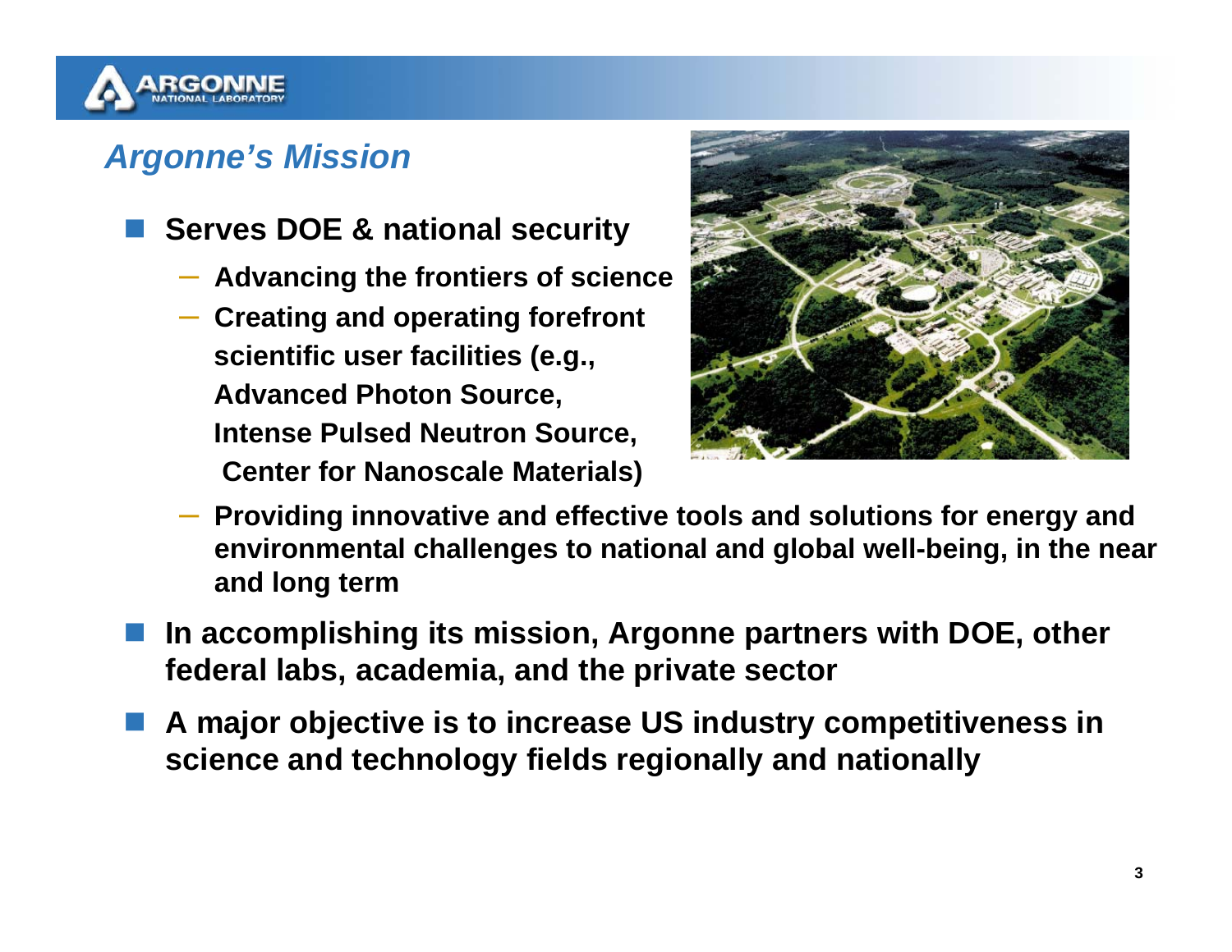## Argonne's Mission

- **Serves DOE & national security**
  - **Advancing the frontiers of science**
  - **Creating and operating forefront scientific user facilities (e.g., Advanced Photon Source, Intense Pulsed Neutron Source, Center for Nanoscale Materials)**
  - **Providing innovative and effective tools and solutions for energy and environmental challenges to national and global well-being, in the near and long term**
- **In accomplishing its mission, Argonne partners with DOE, other federal labs, academia, and the private sector**
- **A major objective is to increase US industry competitiveness in science and technology fields regionally and nationally**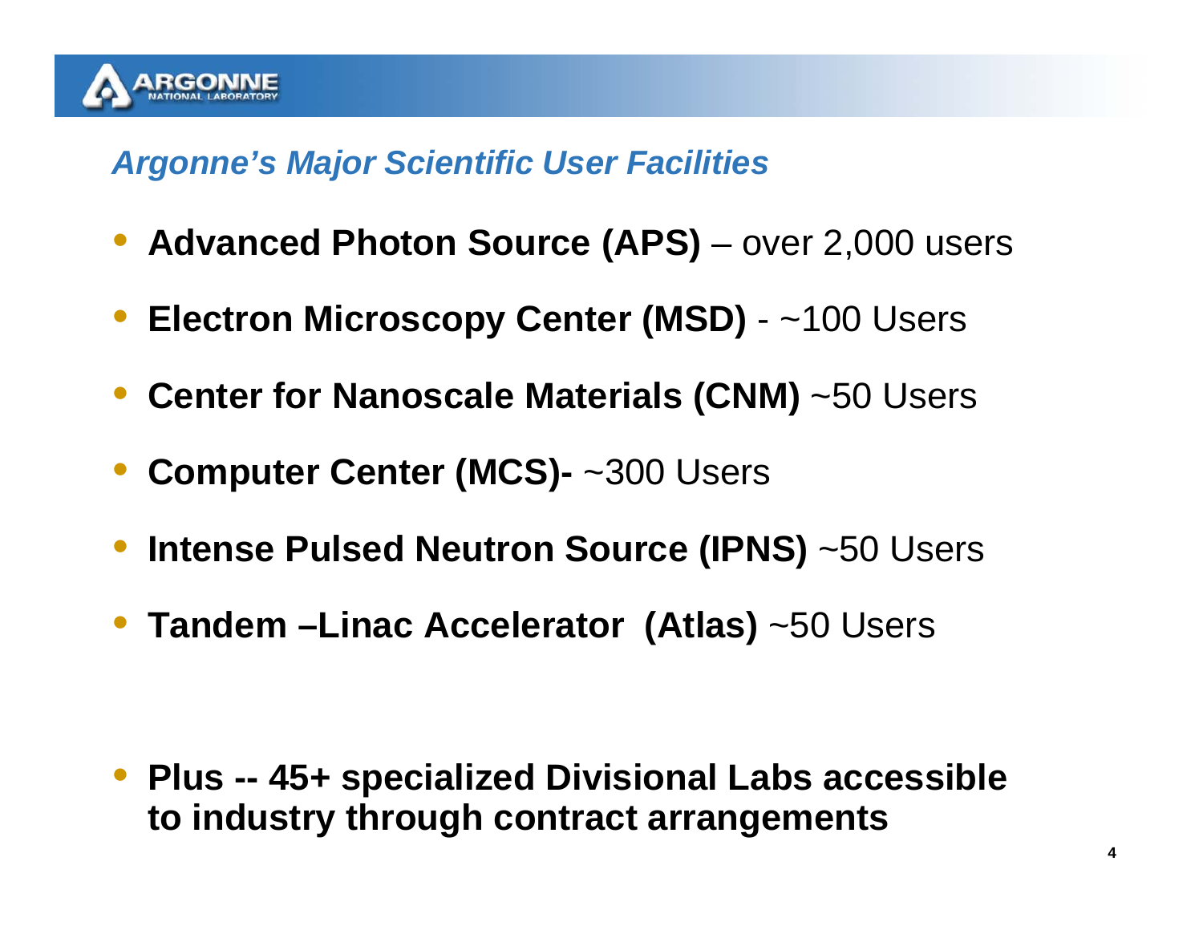## *Argonne's Major Scientific User Facilities*

- **Advanced Photon Source (APS)** – over 2,000 users
- **Electron Microscopy Center (MSD)** - ~100 Users
- **Center for Nanoscale Materials (CNM)** ~50 Users
- **Computer Center (MCS)-** ~300 Users
- **Intense Pulsed Neutron Source (IPNS)** ~50 Users
- **Tandem –Linac Accelerator (Atlas)** ~50 Users

- **Plus -- 45+ specialized Divisional Labs accessible to industry through contract arrangements**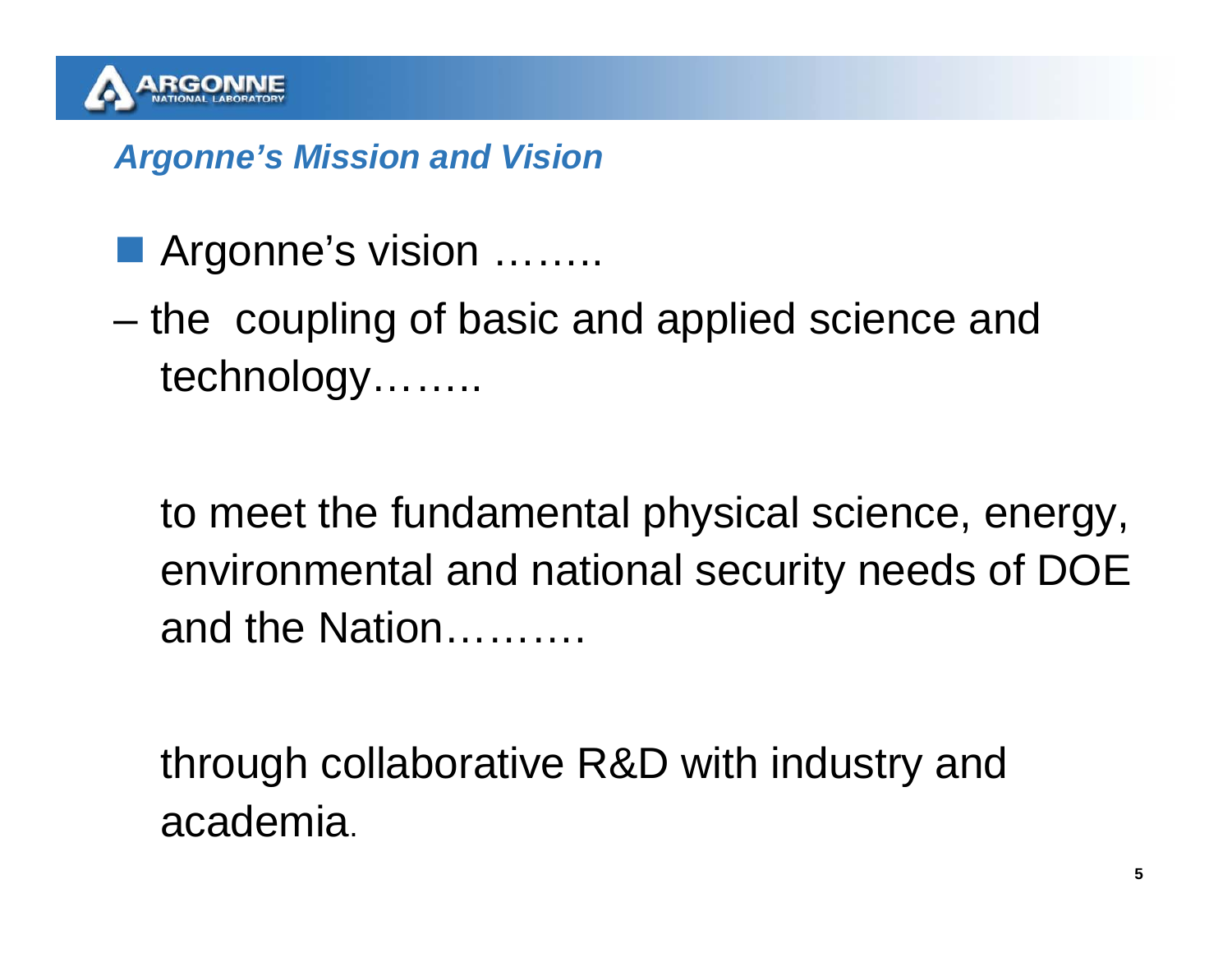## *Argonne's Mission and Vision*

- Argonne's vision ……..
  - the coupling of basic and applied science and technology……..

    to meet the fundamental physical science, energy, environmental and national security needs of DOE and the Nation……….

    through collaborative R&D with industry and academia.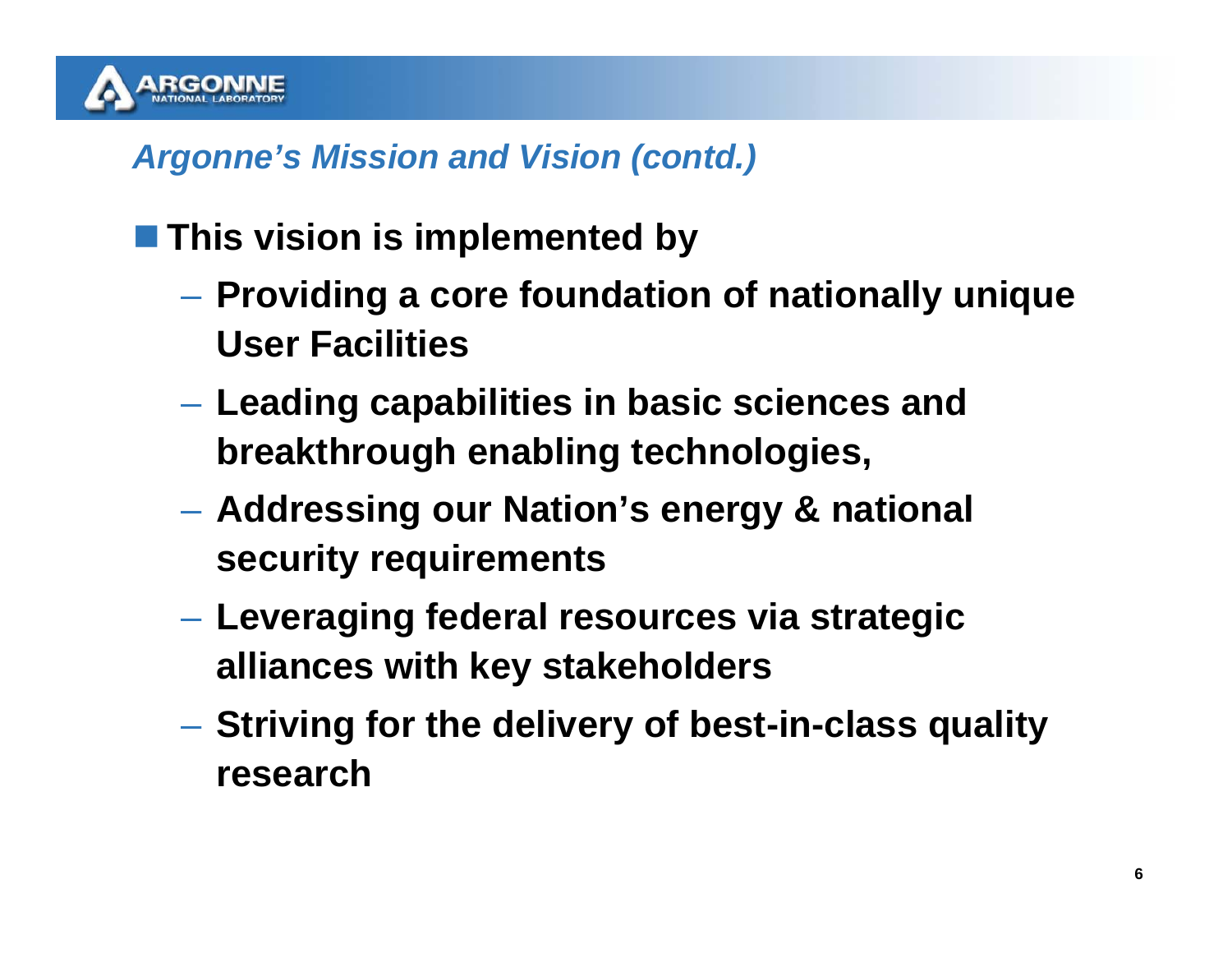## *Argonne's Mission and Vision (contd.)*

- **This vision is implemented by**
  - **Providing a core foundation of nationally unique User Facilities**
  - **Leading capabilities in basic sciences and breakthrough enabling technologies,**
  - **Addressing our Nation's energy & national security requirements**
  - **Leveraging federal resources via strategic alliances with key stakeholders**
  - **Striving for the delivery of best-in-class quality research**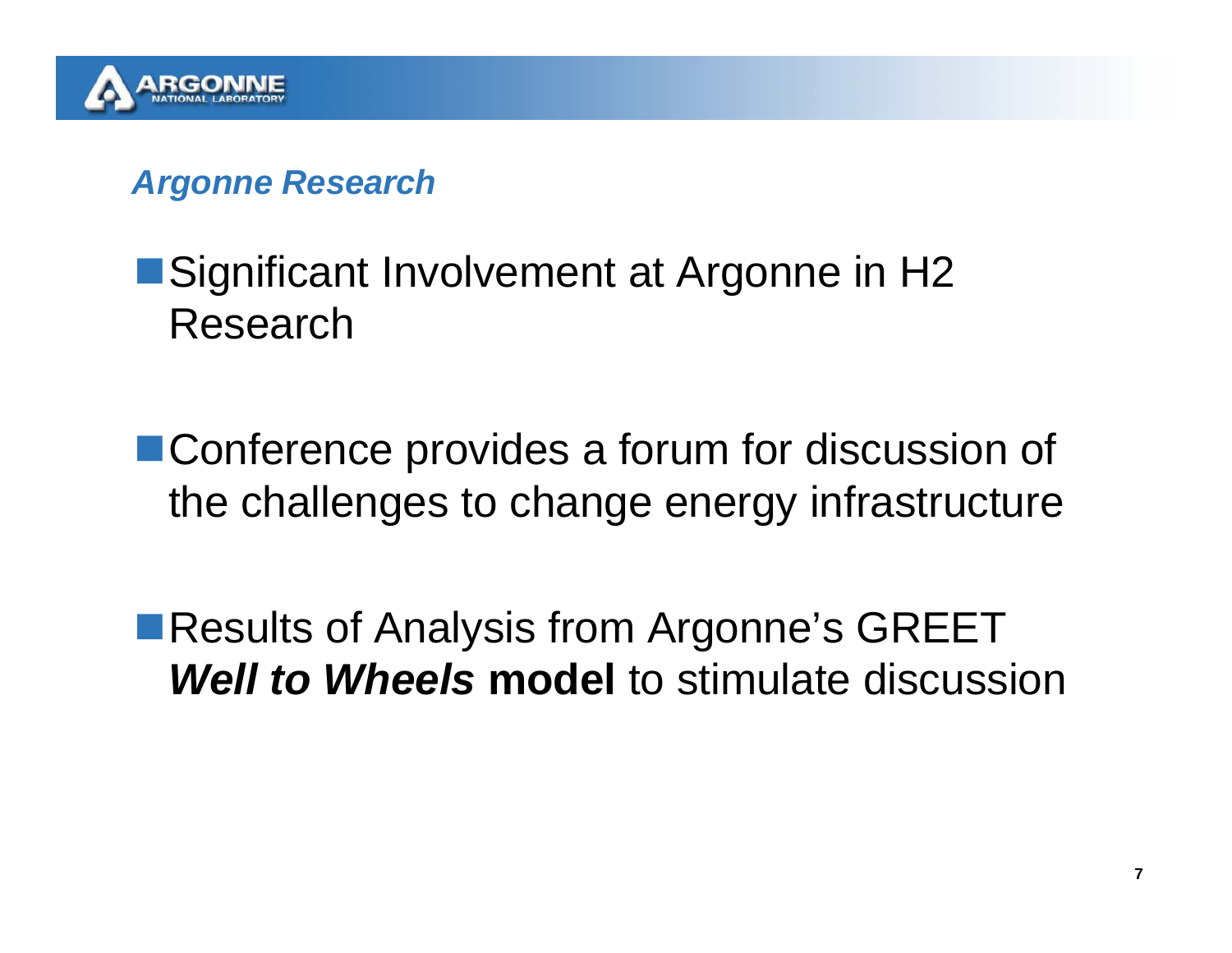## *Argonne Research*

- Significant Involvement at Argonne in $H_2$ Research
- Conference provides a forum for discussion of the challenges to change energy infrastructure
- Results of Analysis from Argonne's GREET ***Well to Wheels*** **model** to stimulate discussion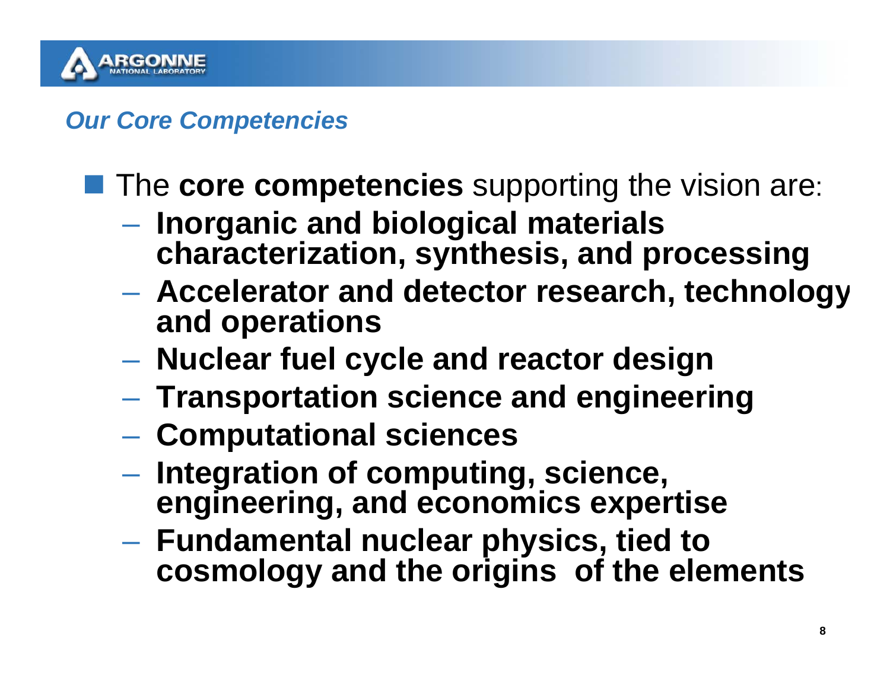## *Our Core Competencies*

- The **core competencies** supporting the vision are:
  - **Inorganic and biological materials characterization, synthesis, and processing**
  - **Accelerator and detector research, technology and operations**
  - **Nuclear fuel cycle and reactor design**
  - **Transportation science and engineering**
  - **Computational sciences**
  - **Integration of computing, science, engineering, and economics expertise**
  - **Fundamental nuclear physics, tied to cosmology and the origins of the elements**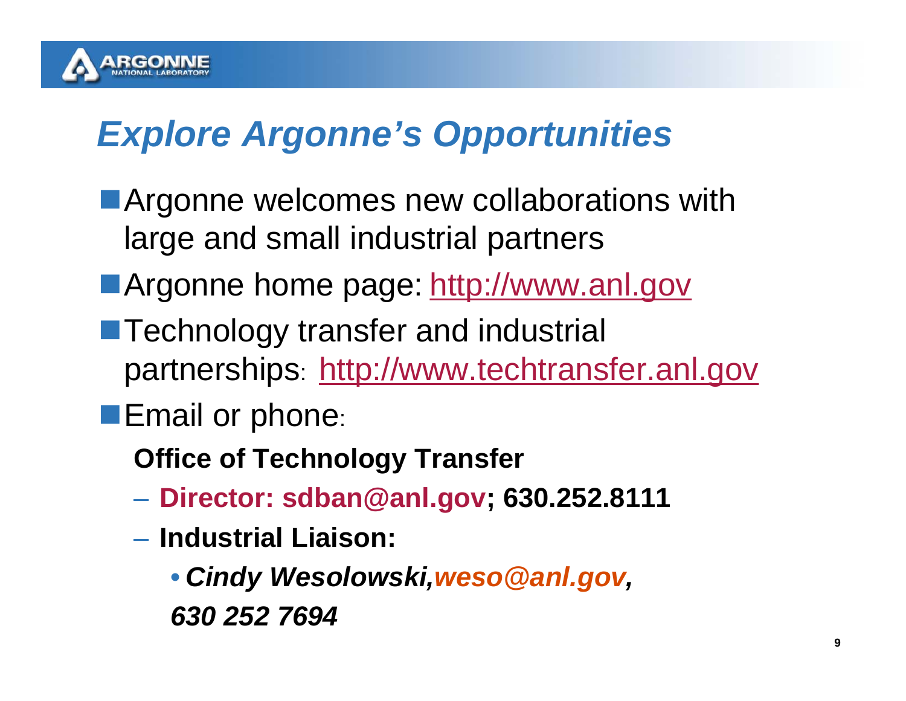# Explore Argonne's Opportunities

- Argonne welcomes new collaborations with large and small industrial partners
- Argonne home page: http://www.anl.gov
- Technology transfer and industrial partnerships: http://www.techtransfer.anl.gov
- Email or phone:

  **Office of Technology Transfer**

  - **Director: sdban@anl.gov; 630.252.8111**
  - **Industrial Liaison:**
    - ***Cindy Wesolowski,weso@anl.gov, 630 252 7694***